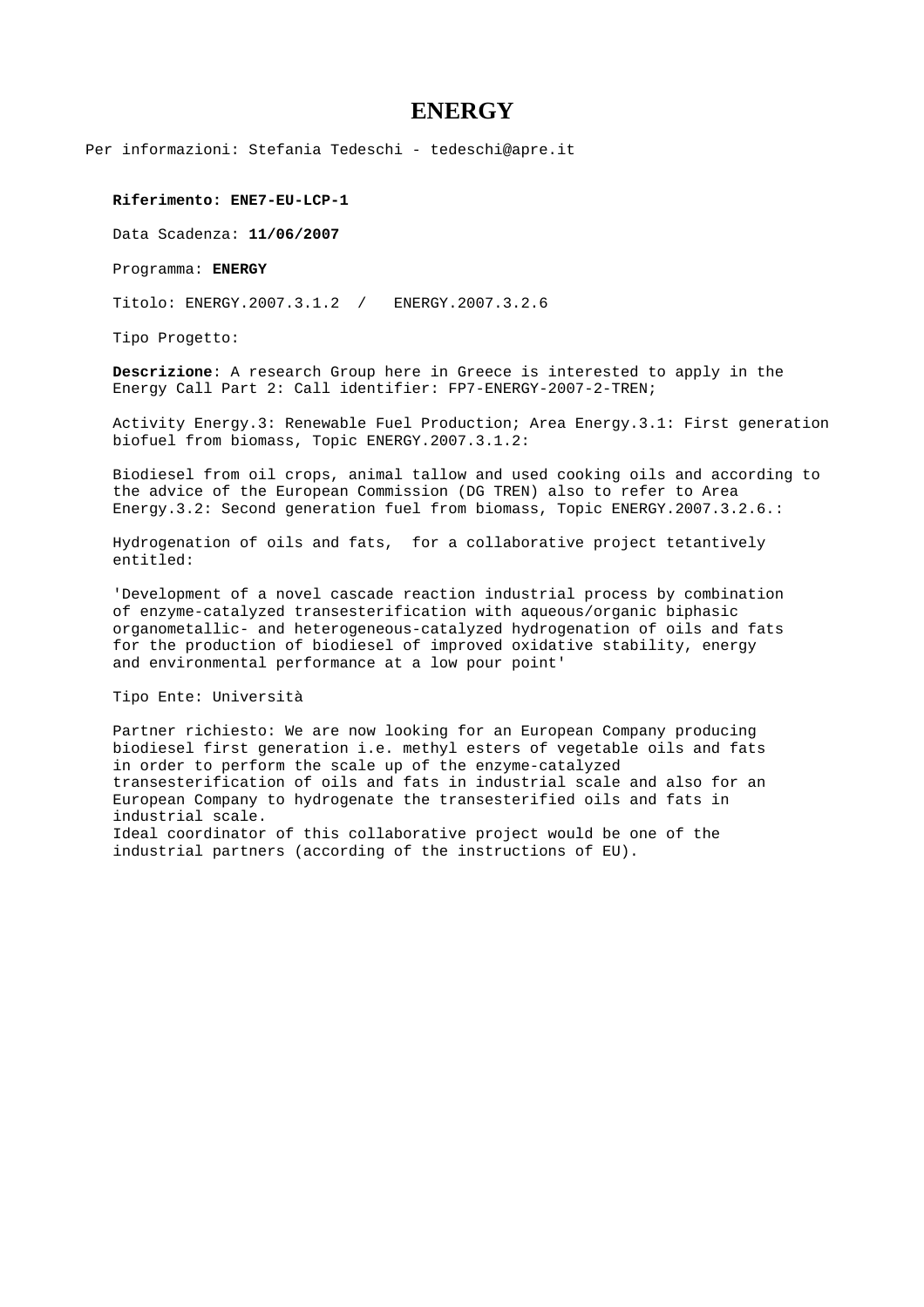# ENERGY

Per informazioni: Stefania Tedeschi - tedeschi@apre.it

**Riferimento: ENE7-EU-LCP-1**

Data Scadenza: **11/06/2007**

Programma: **ENERGY**

Titolo: ENERGY.2007.3.1.2 / ENERGY.2007.3.2.6

Tipo Progetto:

**Descrizione**: A research Group here in Greece is interested to apply in the Energy Call Part 2: Call identifier: FP7-ENERGY-2007-2-TREN;

Activity Energy.3: Renewable Fuel Production; Area Energy.3.1: First generation biofuel from biomass, Topic ENERGY.2007.3.1.2:

Biodiesel from oil crops, animal tallow and used cooking oils and according to the advice of the European Commission (DG TREN) also to refer to Area Energy.3.2: Second generation fuel from biomass, Topic ENERGY.2007.3.2.6.:

Hydrogenation of oils and fats, for a collaborative project tetantively entitled:

'Development of a novel cascade reaction industrial process by combination of enzyme-catalyzed transesterification with aqueous/organic biphasic organometallic- and heterogeneous-catalyzed hydrogenation of oils and fats for the production of biodiesel of improved oxidative stability, energy and environmental performance at a low pour point'

Tipo Ente: Università

Partner richiesto: We are now looking for an European Company producing biodiesel first generation i.e. methyl esters of vegetable oils and fats in order to perform the scale up of the enzyme-catalyzed transesterification of oils and fats in industrial scale and also for an European Company to hydrogenate the transesterified oils and fats in industrial scale.
Ideal coordinator of this collaborative project would be one of the industrial partners (according of the instructions of EU).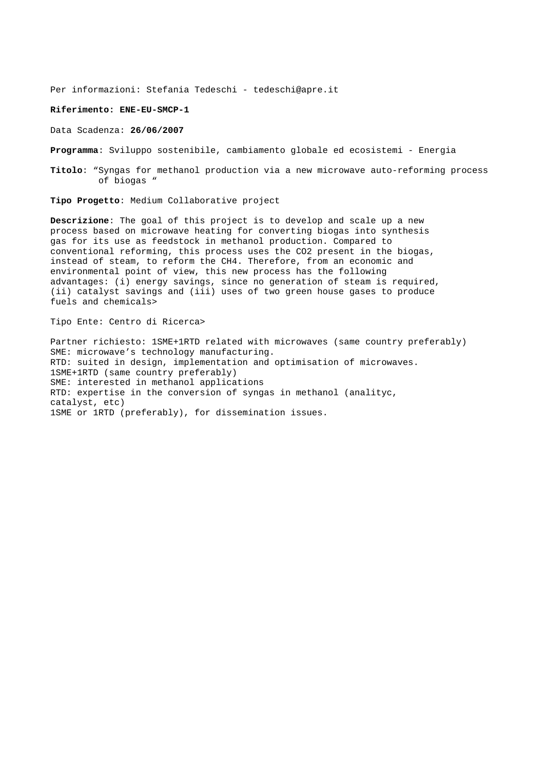Per informazioni: Stefania Tedeschi - tedeschi@apre.it

**Riferimento: ENE-EU-SMCP-1**

Data Scadenza: **26/06/2007**

**Programma**: Sviluppo sostenibile, cambiamento globale ed ecosistemi - Energia

**Titolo**: "Syngas for methanol production via a new microwave auto-reforming process of biogas "

**Tipo Progetto**: Medium Collaborative project

**Descrizione**: The goal of this project is to develop and scale up a new process based on microwave heating for converting biogas into synthesis gas for its use as feedstock in methanol production. Compared to conventional reforming, this process uses the $CO_2$ present in the biogas, instead of steam, to reform the $CH_4$. Therefore, from an economic and environmental point of view, this new process has the following advantages: (i) energy savings, since no generation of steam is required, (ii) catalyst savings and (iii) uses of two green house gases to produce fuels and chemicals>

Tipo Ente: Centro di Ricerca>

Partner richiesto: 1SME+1RTD related with microwaves (same country preferably)
SME: microwave's technology manufacturing.
RTD: suited in design, implementation and optimisation of microwaves.
1SME+1RTD (same country preferably)
SME: interested in methanol applications
RTD: expertise in the conversion of syngas in methanol (analityc, catalyst, etc)
1SME or 1RTD (preferably), for dissemination issues.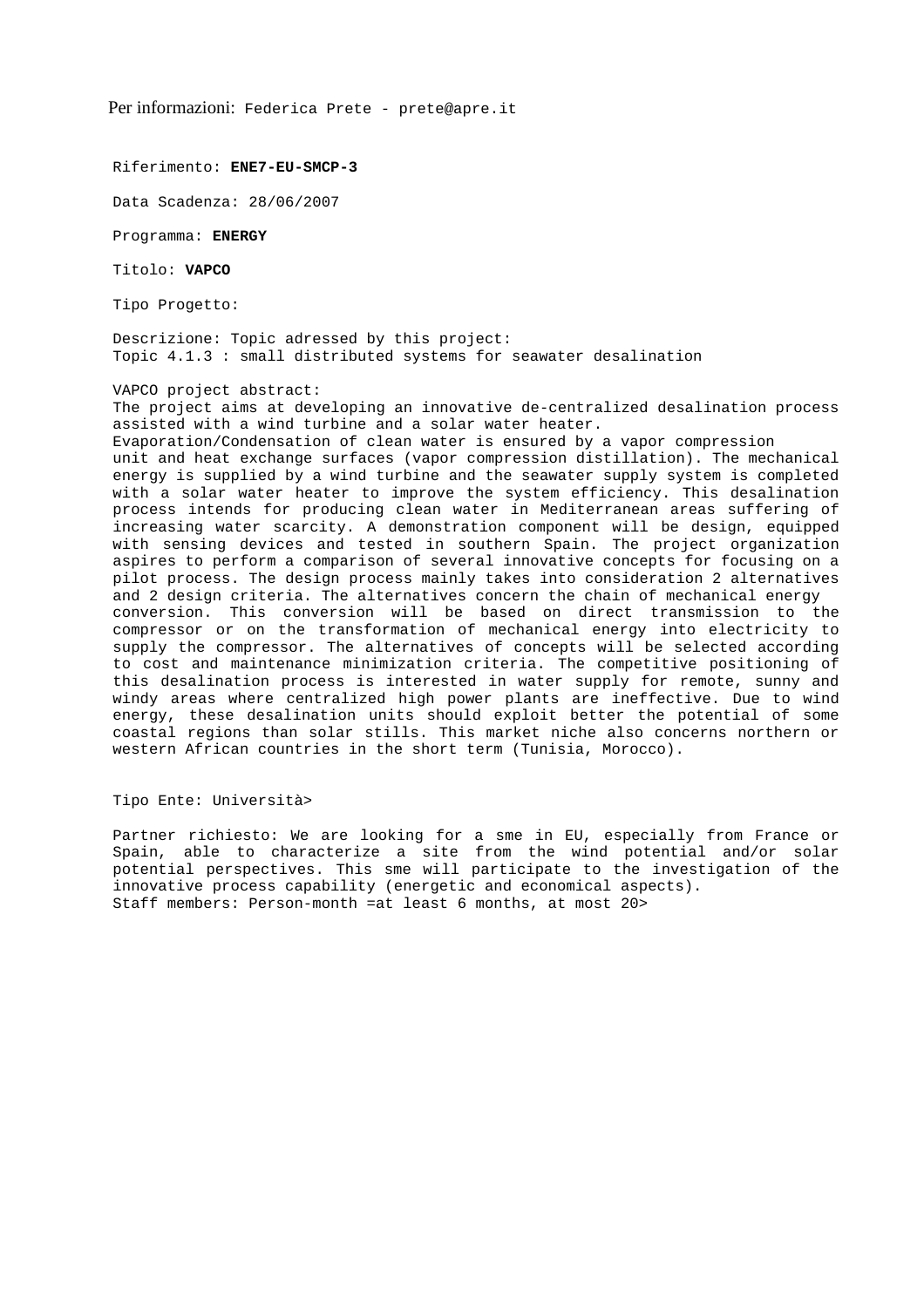Per informazioni: Federica Prete - prete@apre.it

Riferimento: **ENE7-EU-SMCP-3**

Data Scadenza: 28/06/2007

Programma: **ENERGY**

Titolo: **VAPCO**

Tipo Progetto:

Descrizione: Topic adressed by this project:
Topic 4.1.3 : small distributed systems for seawater desalination

VAPCO project abstract:
The project aims at developing an innovative de-centralized desalination process assisted with a wind turbine and a solar water heater.
Evaporation/Condensation of clean water is ensured by a vapor compression unit and heat exchange surfaces (vapor compression distillation). The mechanical energy is supplied by a wind turbine and the seawater supply system is completed with a solar water heater to improve the system efficiency. This desalination process intends for producing clean water in Mediterranean areas suffering of increasing water scarcity. A demonstration component will be design, equipped with sensing devices and tested in southern Spain. The project organization aspires to perform a comparison of several innovative concepts for focusing on a pilot process. The design process mainly takes into consideration 2 alternatives and 2 design criteria. The alternatives concern the chain of mechanical energy conversion. This conversion will be based on direct transmission to the compressor or on the transformation of mechanical energy into electricity to supply the compressor. The alternatives of concepts will be selected according to cost and maintenance minimization criteria. The competitive positioning of this desalination process is interested in water supply for remote, sunny and windy areas where centralized high power plants are ineffective. Due to wind energy, these desalination units should exploit better the potential of some coastal regions than solar stills. This market niche also concerns northern or western African countries in the short term (Tunisia, Morocco).

Tipo Ente: Università>

Partner richiesto: We are looking for a sme in EU, especially from France or Spain, able to characterize a site from the wind potential and/or solar potential perspectives. This sme will participate to the investigation of the innovative process capability (energetic and economical aspects).
Staff members: Person-month =at least 6 months, at most 20>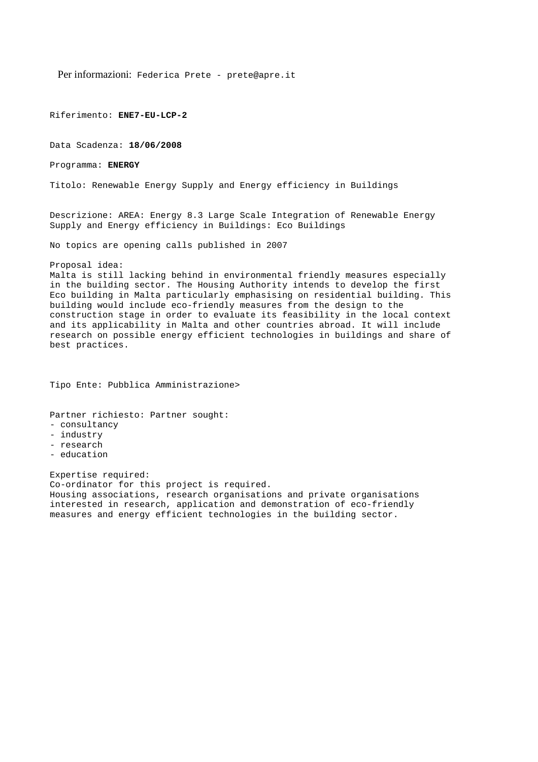Per informazioni: Federica Prete - prete@apre.it

Riferimento: **ENE7-EU-LCP-2**

Data Scadenza: **18/06/2008**

Programma: **ENERGY**

Titolo: Renewable Energy Supply and Energy efficiency in Buildings

Descrizione: AREA: Energy 8.3 Large Scale Integration of Renewable Energy Supply and Energy efficiency in Buildings: Eco Buildings

No topics are opening calls published in 2007

Proposal idea:
Malta is still lacking behind in environmental friendly measures especially in the building sector. The Housing Authority intends to develop the first Eco building in Malta particularly emphasising on residential building. This building would include eco-friendly measures from the design to the construction stage in order to evaluate its feasibility in the local context and its applicability in Malta and other countries abroad. It will include research on possible energy efficient technologies in buildings and share of best practices.

Tipo Ente: Pubblica Amministrazione>

Partner richiesto: Partner sought:
- consultancy
- industry
- research
- education

Expertise required:
Co-ordinator for this project is required.
Housing associations, research organisations and private organisations interested in research, application and demonstration of eco-friendly measures and energy efficient technologies in the building sector.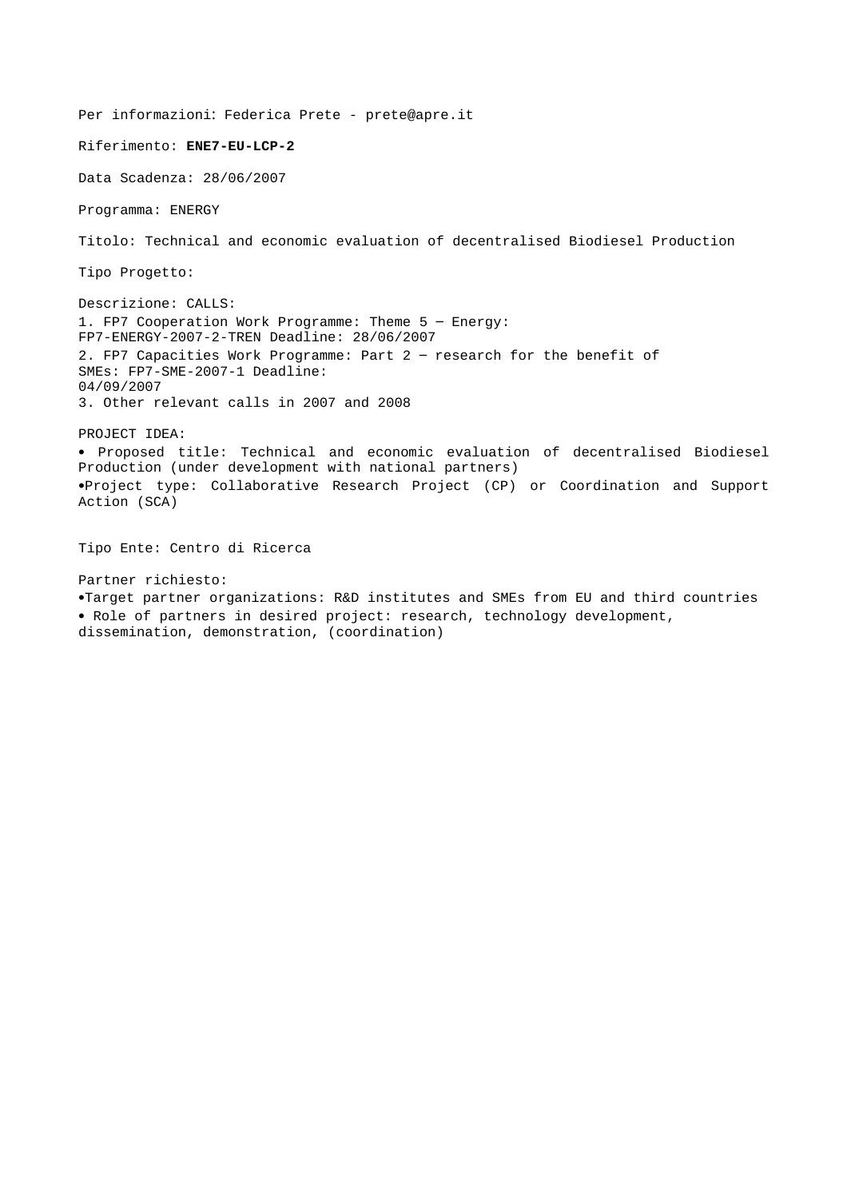Per informazioni: Federica Prete - prete@apre.it

Riferimento: **ENE7-EU-LCP-2**

Data Scadenza: 28/06/2007

Programma: ENERGY

Titolo: Technical and economic evaluation of decentralised Biodiesel Production

Tipo Progetto:

Descrizione: CALLS:
1. FP7 Cooperation Work Programme: Theme 5 — Energy: FP7-ENERGY-2007-2-TREN Deadline: 28/06/2007
2. FP7 Capacities Work Programme: Part 2 — research for the benefit of SMEs: FP7-SME-2007-1 Deadline: 04/09/2007
3. Other relevant calls in 2007 and 2008

PROJECT IDEA:

- Proposed title: Technical and economic evaluation of decentralised Biodiesel Production (under development with national partners)
- Project type: Collaborative Research Project (CP) or Coordination and Support Action (SCA)

Tipo Ente: Centro di Ricerca

Partner richiesto:

- Target partner organizations: R&D institutes and SMEs from EU and third countries
- Role of partners in desired project: research, technology development, dissemination, demonstration, (coordination)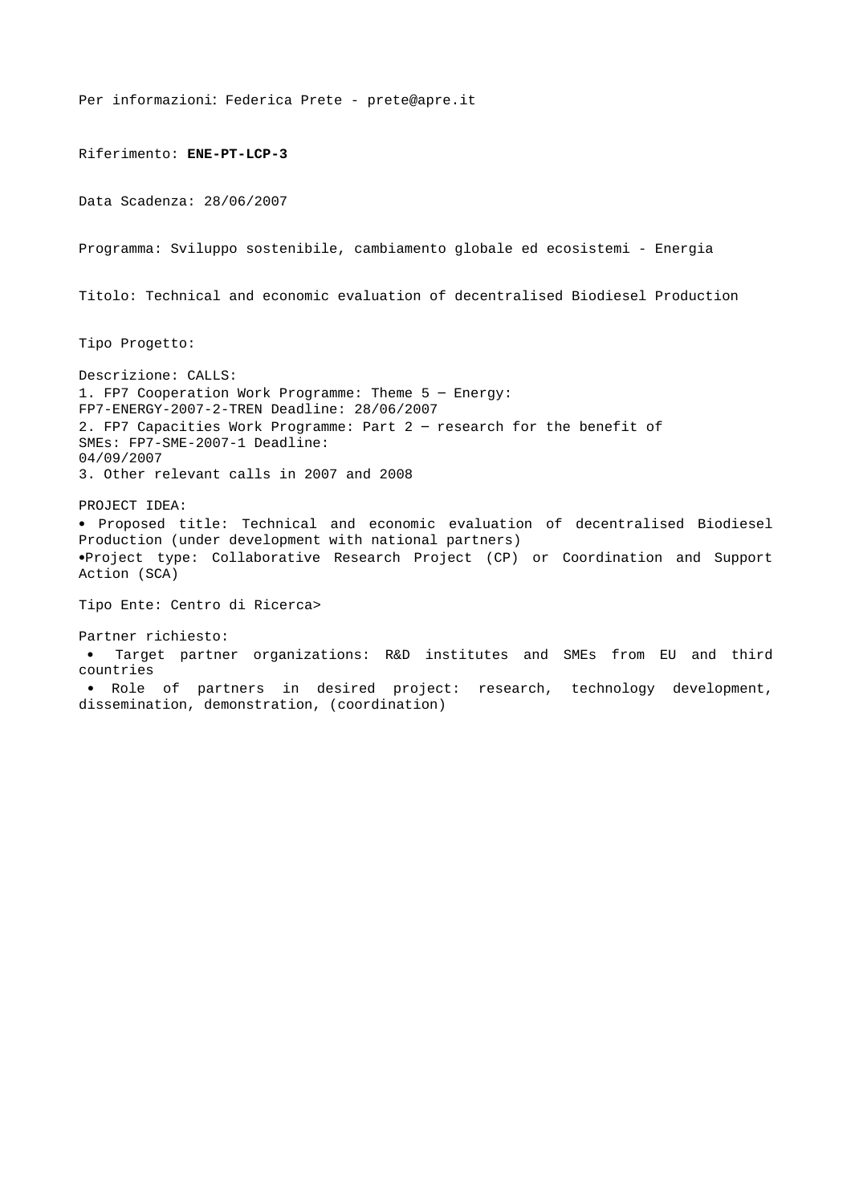Per informazioni: Federica Prete - prete@apre.it

Riferimento: **ENE-PT-LCP-3**

Data Scadenza: 28/06/2007

Programma: Sviluppo sostenibile, cambiamento globale ed ecosistemi - Energia

Titolo: Technical and economic evaluation of decentralised Biodiesel Production

Tipo Progetto:

Descrizione: CALLS:
1. FP7 Cooperation Work Programme: Theme 5 — Energy: FP7-ENERGY-2007-2-TREN Deadline: 28/06/2007
2. FP7 Capacities Work Programme: Part 2 — research for the benefit of SMEs: FP7-SME-2007-1 Deadline: 04/09/2007
3. Other relevant calls in 2007 and 2008

PROJECT IDEA:
- Proposed title: Technical and economic evaluation of decentralised Biodiesel Production (under development with national partners)
- Project type: Collaborative Research Project (CP) or Coordination and Support Action (SCA)

Tipo Ente: Centro di Ricerca>

Partner richiesto:
- Target partner organizations: R&D institutes and SMEs from EU and third countries
- Role of partners in desired project: research, technology development, dissemination, demonstration, (coordination)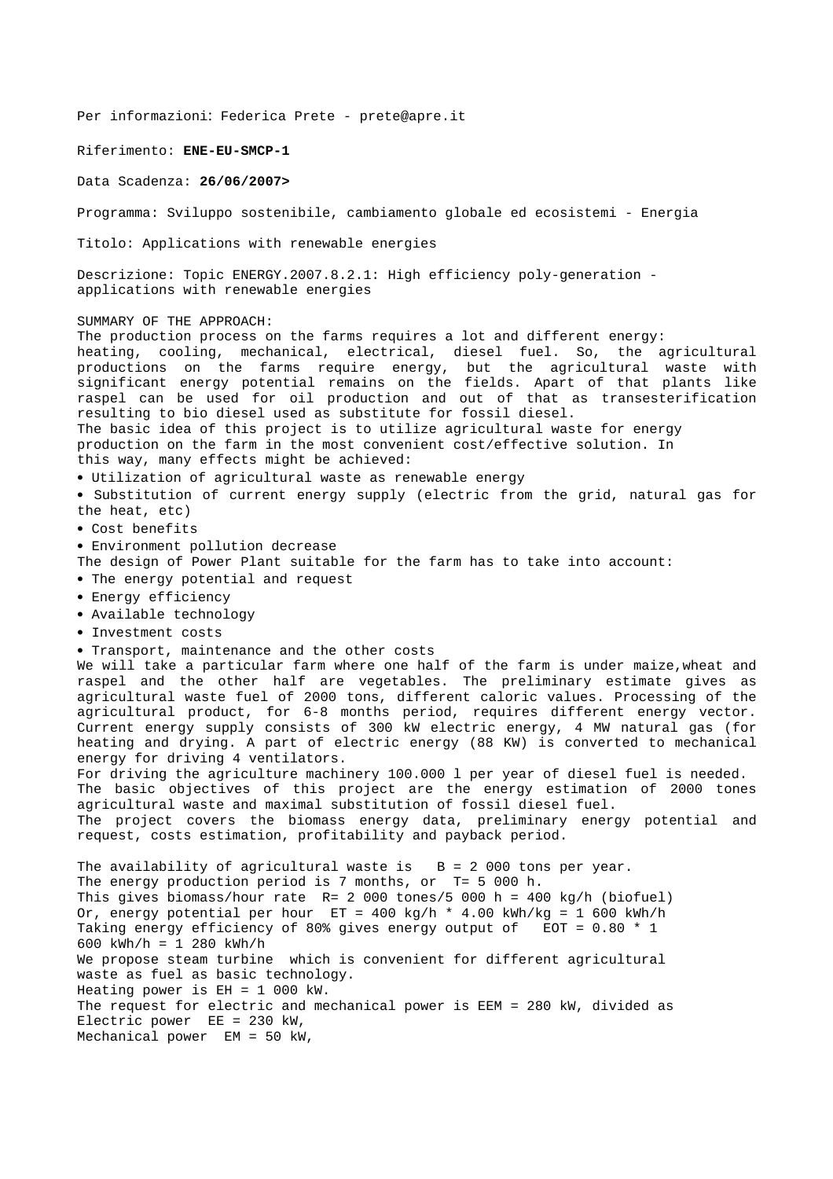Per informazioni: Federica Prete - prete@apre.it

Riferimento: **ENE-EU-SMCP-1**

Data Scadenza: **26/06/2007>**

Programma: Sviluppo sostenibile, cambiamento globale ed ecosistemi - Energia

Titolo: Applications with renewable energies

Descrizione: Topic ENERGY.2007.8.2.1: High efficiency poly-generation - applications with renewable energies

SUMMARY OF THE APPROACH:
The production process on the farms requires a lot and different energy: heating, cooling, mechanical, electrical, diesel fuel. So, the agricultural productions on the farms require energy, but the agricultural waste with significant energy potential remains on the fields. Apart of that plants like raspel can be used for oil production and out of that as transesterification resulting to bio diesel used as substitute for fossil diesel.
The basic idea of this project is to utilize agricultural waste for energy production on the farm in the most convenient cost/effective solution. In this way, many effects might be achieved:

- Utilization of agricultural waste as renewable energy
- Substitution of current energy supply (electric from the grid, natural gas for the heat, etc)
- Cost benefits
- Environment pollution decrease

The design of Power Plant suitable for the farm has to take into account:

- The energy potential and request
- Energy efficiency
- Available technology
- Investment costs
- Transport, maintenance and the other costs

We will take a particular farm where one half of the farm is under maize,wheat and raspel and the other half are vegetables. The preliminary estimate gives as agricultural waste fuel of 2000 tons, different caloric values. Processing of the agricultural product, for 6-8 months period, requires different energy vector. Current energy supply consists of 300 kW electric energy, 4 MW natural gas (for heating and drying. A part of electric energy (88 KW) is converted to mechanical energy for driving 4 ventilators.
For driving the agriculture machinery 100.000 l per year of diesel fuel is needed.
The basic objectives of this project are the energy estimation of 2000 tones agricultural waste and maximal substitution of fossil diesel fuel.
The project covers the biomass energy data, preliminary energy potential and request, costs estimation, profitability and payback period.

The availability of agricultural waste is B = 2 000 tons per year.
The energy production period is 7 months, or T= 5 000 h.
This gives biomass/hour rate R= 2 000 tones/5 000 h = 400 kg/h (biofuel)
Or, energy potential per hour ET = 400 kg/h * 4.00 kWh/kg = 1 600 kWh/h
Taking energy efficiency of 80% gives energy output of EOT = 0.80 * 1 600 kWh/h = 1 280 kWh/h
We propose steam turbine which is convenient for different agricultural waste as fuel as basic technology.
Heating power is EH = 1 000 kW.
The request for electric and mechanical power is EEM = 280 kW, divided as
Electric power EE = 230 kW,
Mechanical power EM = 50 kW,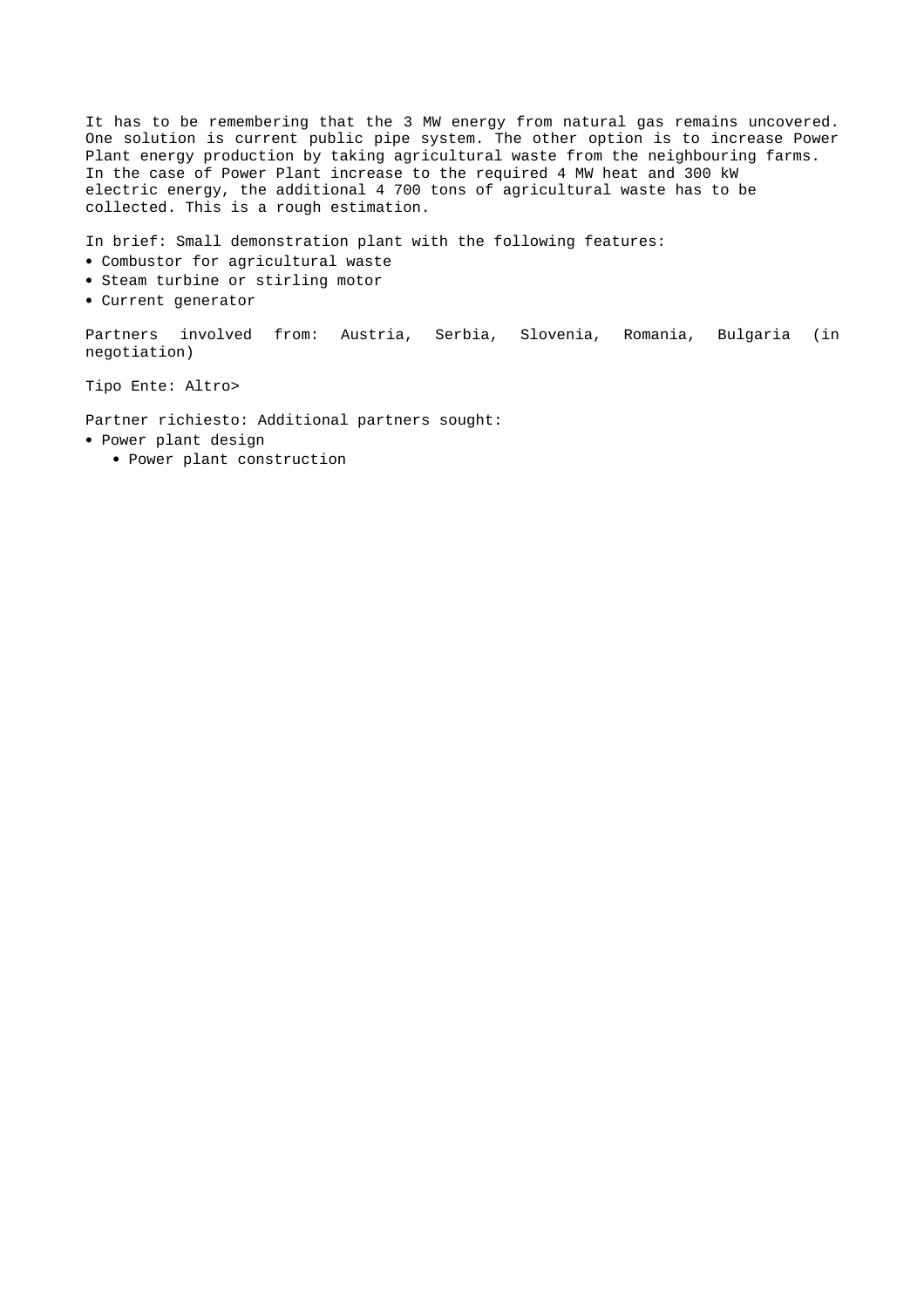It has to be remembering that the 3 MW energy from natural gas remains uncovered. One solution is current public pipe system. The other option is to increase Power Plant energy production by taking agricultural waste from the neighbouring farms. In the case of Power Plant increase to the required 4 MW heat and 300 kW electric energy, the additional 4 700 tons of agricultural waste has to be collected. This is a rough estimation.

In brief: Small demonstration plant with the following features:

- Combustor for agricultural waste
- Steam turbine or stirling motor
- Current generator

Partners involved from: Austria, Serbia, Slovenia, Romania, Bulgaria (in negotiation)

Tipo Ente: Altro>

Partner richiesto: Additional partners sought:

- Power plant design
    - Power plant construction